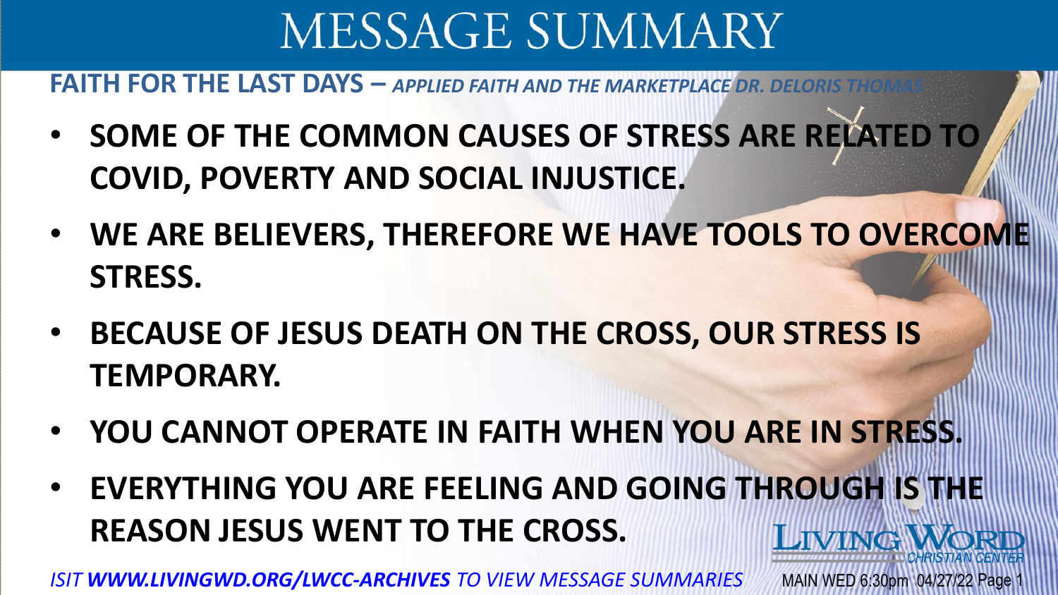# MESSAGE SUMMARY

**FAITH FOR THE LAST DAYS –** ***APPLIED FAITH AND THE MARKETPLACE DR. DELORIS THOMAS***

- **SOME OF THE COMMON CAUSES OF STRESS ARE RELATED TO COVID, POVERTY AND SOCIAL INJUSTICE.**
- **WE ARE BELIEVERS, THEREFORE WE HAVE TOOLS TO OVERCOME STRESS.**
- **BECAUSE OF JESUS DEATH ON THE CROSS, OUR STRESS IS TEMPORARY.**
- **YOU CANNOT OPERATE IN FAITH WHEN YOU ARE IN STRESS.**
- **EVERYTHING YOU ARE FEELING AND GOING THROUGH IS THE REASON JESUS WENT TO THE CROSS.**

LIVING WORD CHRISTIAN CENTER

*ISIT **WWW.LIVINGWD.ORG/LWCC-ARCHIVES** TO VIEW MESSAGE SUMMARIES*

MAIN WED 6:30pm 04/27/22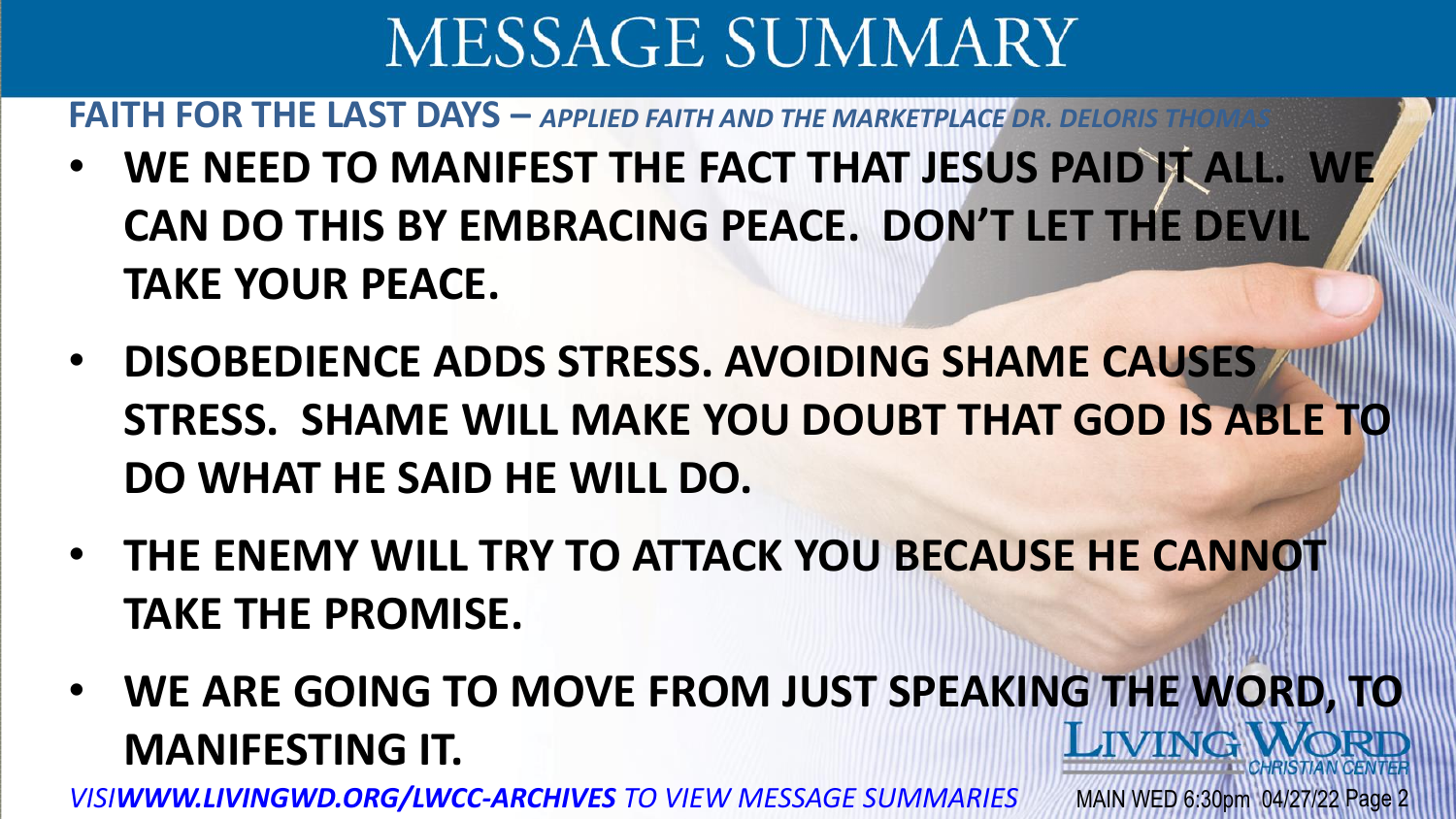# MESSAGE SUMMARY

**FAITH FOR THE LAST DAYS –** ***APPLIED FAITH AND THE MARKETPLACE DR. DELORIS THOMAS***

- **WE NEED TO MANIFEST THE FACT THAT JESUS PAID IT ALL. WE CAN DO THIS BY EMBRACING PEACE. DON'T LET THE DEVIL TAKE YOUR PEACE.**
- **DISOBEDIENCE ADDS STRESS. AVOIDING SHAME CAUSES STRESS. SHAME WILL MAKE YOU DOUBT THAT GOD IS ABLE TO DO WHAT HE SAID HE WILL DO.**
- **THE ENEMY WILL TRY TO ATTACK YOU BECAUSE HE CANNOT TAKE THE PROMISE.**
- **WE ARE GOING TO MOVE FROM JUST SPEAKING THE WORD, TO MANIFESTING IT.**

LIVING WORD CHRISTIAN CENTER

*VISI**WWW.LIVINGWD.ORG/LWCC-ARCHIVES** TO VIEW MESSAGE SUMMARIES*

MAIN WED 6:30pm 04/27/22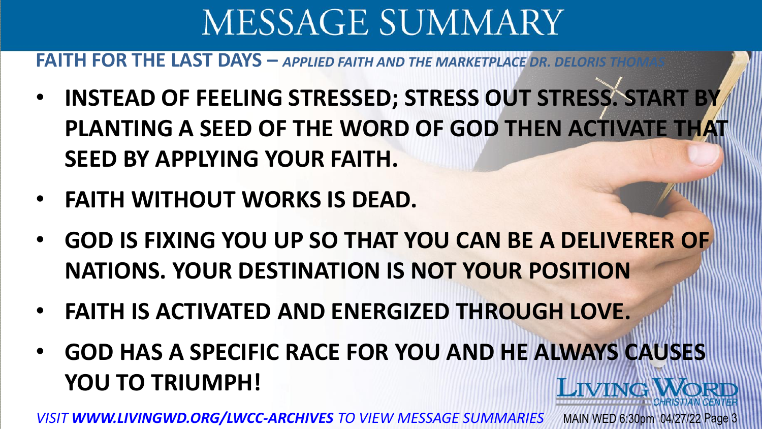# MESSAGE SUMMARY

**FAITH FOR THE LAST DAYS –** ***APPLIED FAITH AND THE MARKETPLACE DR. DELORIS THOMAS***

- **INSTEAD OF FEELING STRESSED; STRESS OUT STRESS. START BY PLANTING A SEED OF THE WORD OF GOD THEN ACTIVATE THAT SEED BY APPLYING YOUR FAITH.**
- **FAITH WITHOUT WORKS IS DEAD.**
- **GOD IS FIXING YOU UP SO THAT YOU CAN BE A DELIVERER OF NATIONS. YOUR DESTINATION IS NOT YOUR POSITION**
- **FAITH IS ACTIVATED AND ENERGIZED THROUGH LOVE.**
- **GOD HAS A SPECIFIC RACE FOR YOU AND HE ALWAYS CAUSES YOU TO TRIUMPH!**

LIVING WORD CHRISTIAN CENTER

*VISIT **WWW.LIVINGWD.ORG/LWCC-ARCHIVES** TO VIEW MESSAGE SUMMARIES*

MAIN WED 6:30pm 04/27/22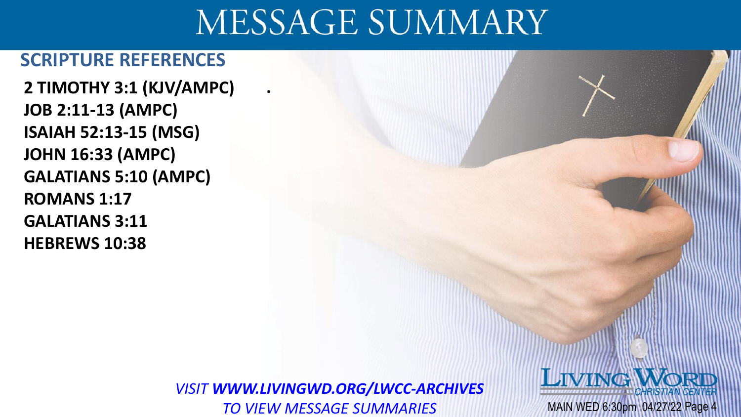# MESSAGE SUMMARY

## SCRIPTURE REFERENCES

**2 TIMOTHY 3:1 (KJV/AMPC)**
**JOB 2:11-13 (AMPC)**
**ISAIAH 52:13-15 (MSG)**
**JOHN 16:33 (AMPC)**
**GALATIANS 5:10 (AMPC)**
**ROMANS 1:17**
**GALATIANS 3:11**
**HEBREWS 10:38**

*VISIT* ***WWW.LIVINGWD.ORG/LWCC-ARCHIVES***
*TO VIEW MESSAGE SUMMARIES*

LIVING WORD CHRISTIAN CENTER

MAIN WED 6:30pm 04/27/22